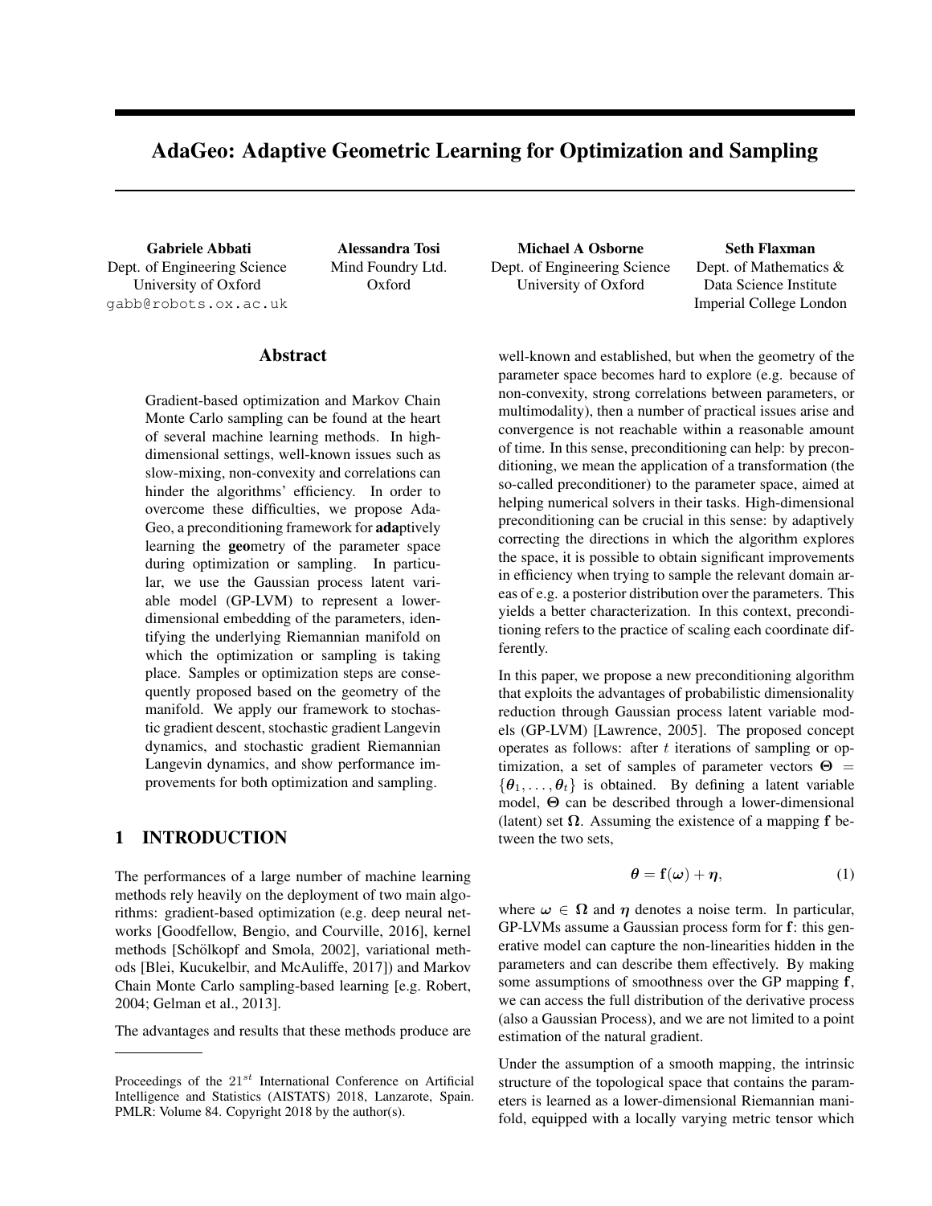# AdaGeo: Adaptive Geometric Learning for Optimization and Sampling

**Gabriele Abbati**
Dept. of Engineering Science
University of Oxford
gabb@robots.ox.ac.uk

**Alessandra Tosi**
Mind Foundry Ltd.
Oxford

**Michael A Osborne**
Dept. of Engineering Science
University of Oxford

**Seth Flaxman**
Dept. of Mathematics &
Data Science Institute
Imperial College London

## Abstract

Gradient-based optimization and Markov Chain Monte Carlo sampling can be found at the heart of several machine learning methods. In high-dimensional settings, well-known issues such as slow-mixing, non-convexity and correlations can hinder the algorithms' efficiency. In order to overcome these difficulties, we propose AdaGeo, a preconditioning framework for **ada**ptively learning the **geo**metry of the parameter space during optimization or sampling. In particular, we use the Gaussian process latent variable model (GP-LVM) to represent a lower-dimensional embedding of the parameters, identifying the underlying Riemannian manifold on which the optimization or sampling is taking place. Samples or optimization steps are consequently proposed based on the geometry of the manifold. We apply our framework to stochastic gradient descent, stochastic gradient Langevin dynamics, and stochastic gradient Riemannian Langevin dynamics, and show performance improvements for both optimization and sampling.

## 1 INTRODUCTION

The performances of a large number of machine learning methods rely heavily on the deployment of two main algorithms: gradient-based optimization (e.g. deep neural networks [Goodfellow, Bengio, and Courville, 2016], kernel methods [Schölkopf and Smola, 2002], variational methods [Blei, Kucukelbir, and McAuliffe, 2017]) and Markov Chain Monte Carlo sampling-based learning [e.g. Robert, 2004; Gelman et al., 2013].

The advantages and results that these methods produce are well-known and established, but when the geometry of the parameter space becomes hard to explore (e.g. because of non-convexity, strong correlations between parameters, or multimodality), then a number of practical issues arise and convergence is not reachable within a reasonable amount of time. In this sense, preconditioning can help: by preconditioning, we mean the application of a transformation (the so-called preconditioner) to the parameter space, aimed at helping numerical solvers in their tasks. High-dimensional preconditioning can be crucial in this sense: by adaptively correcting the directions in which the algorithm explores the space, it is possible to obtain significant improvements in efficiency when trying to sample the relevant domain areas of e.g. a posterior distribution over the parameters. This yields a better characterization. In this context, preconditioning refers to the practice of scaling each coordinate differently.

In this paper, we propose a new preconditioning algorithm that exploits the advantages of probabilistic dimensionality reduction through Gaussian process latent variable models (GP-LVM) [Lawrence, 2005]. The proposed concept operates as follows: after $t$ iterations of sampling or optimization, a set of samples of parameter vectors $\boldsymbol{\Theta} = \{\boldsymbol{\theta}_1, \ldots, \boldsymbol{\theta}_t\}$ is obtained. By defining a latent variable model, $\boldsymbol{\Theta}$ can be described through a lower-dimensional (latent) set $\boldsymbol{\Omega}$. Assuming the existence of a mapping $\mathbf{f}$ between the two sets,

$$\boldsymbol{\theta} = \mathbf{f}(\boldsymbol{\omega}) + \boldsymbol{\eta}, \tag{1}$$

where $\boldsymbol{\omega} \in \boldsymbol{\Omega}$ and $\boldsymbol{\eta}$ denotes a noise term. In particular, GP-LVMs assume a Gaussian process form for $\mathbf{f}$: this generative model can capture the non-linearities hidden in the parameters and can describe them effectively. By making some assumptions of smoothness over the GP mapping $\mathbf{f}$, we can access the full distribution of the derivative process (also a Gaussian Process), and we are not limited to a point estimation of the natural gradient.

Under the assumption of a smooth mapping, the intrinsic structure of the topological space that contains the parameters is learned as a lower-dimensional Riemannian manifold, equipped with a locally varying metric tensor which

Proceedings of the $21^{st}$ International Conference on Artificial Intelligence and Statistics (AISTATS) 2018, Lanzarote, Spain. PMLR: Volume 84. Copyright 2018 by the author(s).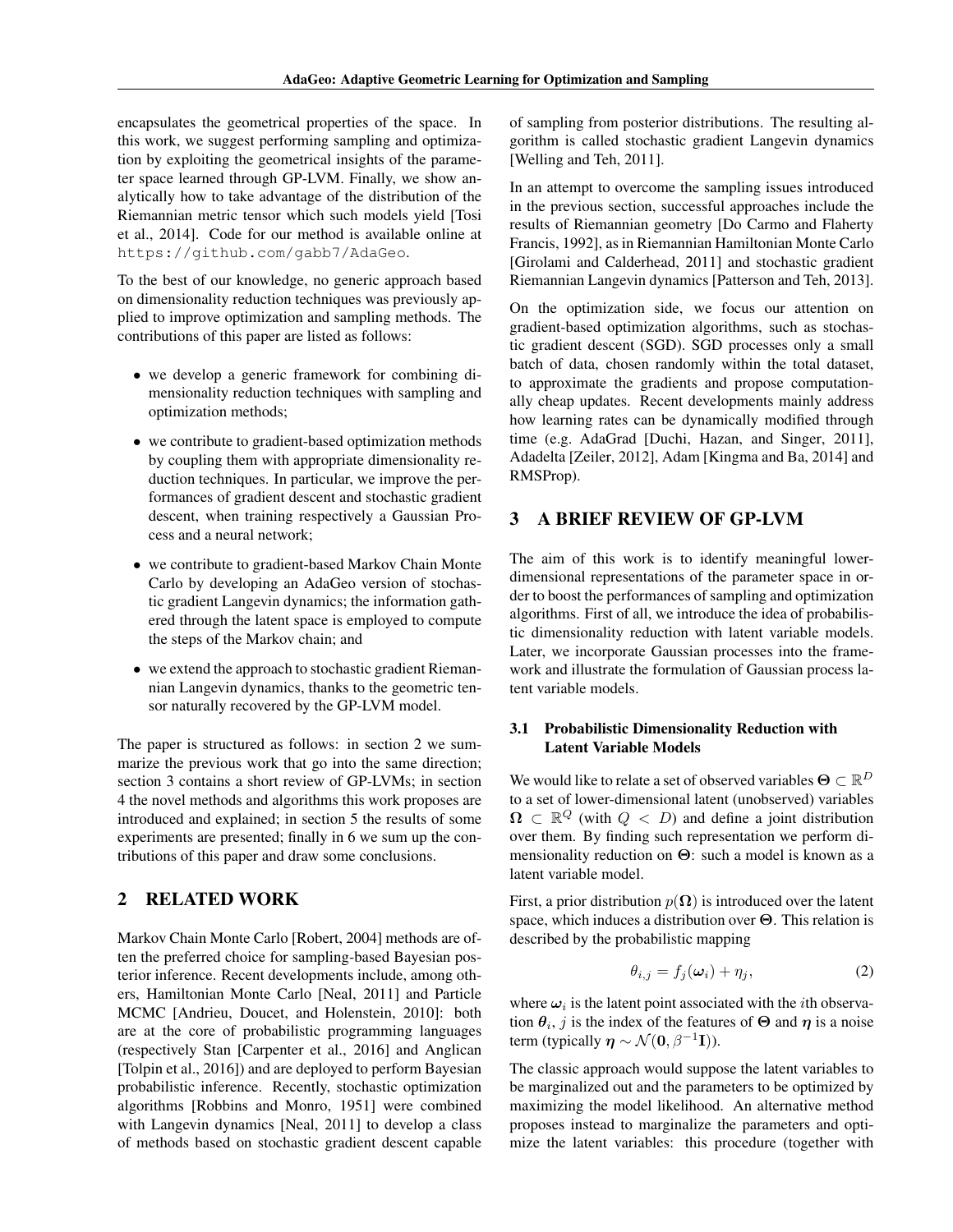encapsulates the geometrical properties of the space. In this work, we suggest performing sampling and optimization by exploiting the geometrical insights of the parameter space learned through GP-LVM. Finally, we show analytically how to take advantage of the distribution of the Riemannian metric tensor which such models yield [Tosi et al., 2014]. Code for our method is available online at https://github.com/gabb7/AdaGeo.

To the best of our knowledge, no generic approach based on dimensionality reduction techniques was previously applied to improve optimization and sampling methods. The contributions of this paper are listed as follows:

- we develop a generic framework for combining dimensionality reduction techniques with sampling and optimization methods;
- we contribute to gradient-based optimization methods by coupling them with appropriate dimensionality reduction techniques. In particular, we improve the performances of gradient descent and stochastic gradient descent, when training respectively a Gaussian Process and a neural network;
- we contribute to gradient-based Markov Chain Monte Carlo by developing an AdaGeo version of stochastic gradient Langevin dynamics; the information gathered through the latent space is employed to compute the steps of the Markov chain; and
- we extend the approach to stochastic gradient Riemannian Langevin dynamics, thanks to the geometric tensor naturally recovered by the GP-LVM model.

The paper is structured as follows: in section 2 we summarize the previous work that go into the same direction; section 3 contains a short review of GP-LVMs; in section 4 the novel methods and algorithms this work proposes are introduced and explained; in section 5 the results of some experiments are presented; finally in 6 we sum up the contributions of this paper and draw some conclusions.

## 2 RELATED WORK

Markov Chain Monte Carlo [Robert, 2004] methods are often the preferred choice for sampling-based Bayesian posterior inference. Recent developments include, among others, Hamiltonian Monte Carlo [Neal, 2011] and Particle MCMC [Andrieu, Doucet, and Holenstein, 2010]: both are at the core of probabilistic programming languages (respectively Stan [Carpenter et al., 2016] and Anglican [Tolpin et al., 2016]) and are deployed to perform Bayesian probabilistic inference. Recently, stochastic optimization algorithms [Robbins and Monro, 1951] were combined with Langevin dynamics [Neal, 2011] to develop a class of methods based on stochastic gradient descent capable of sampling from posterior distributions. The resulting algorithm is called stochastic gradient Langevin dynamics [Welling and Teh, 2011].

In an attempt to overcome the sampling issues introduced in the previous section, successful approaches include the results of Riemannian geometry [Do Carmo and Flaherty Francis, 1992], as in Riemannian Hamiltonian Monte Carlo [Girolami and Calderhead, 2011] and stochastic gradient Riemannian Langevin dynamics [Patterson and Teh, 2013].

On the optimization side, we focus our attention on gradient-based optimization algorithms, such as stochastic gradient descent (SGD). SGD processes only a small batch of data, chosen randomly within the total dataset, to approximate the gradients and propose computationally cheap updates. Recent developments mainly address how learning rates can be dynamically modified through time (e.g. AdaGrad [Duchi, Hazan, and Singer, 2011], Adadelta [Zeiler, 2012], Adam [Kingma and Ba, 2014] and RMSProp).

## 3 A BRIEF REVIEW OF GP-LVM

The aim of this work is to identify meaningful lower-dimensional representations of the parameter space in order to boost the performances of sampling and optimization algorithms. First of all, we introduce the idea of probabilistic dimensionality reduction with latent variable models. Later, we incorporate Gaussian processes into the framework and illustrate the formulation of Gaussian process latent variable models.

### 3.1 Probabilistic Dimensionality Reduction with Latent Variable Models

We would like to relate a set of observed variables $\mathbf{\Theta} \subset \mathbb{R}^D$ to a set of lower-dimensional latent (unobserved) variables $\mathbf{\Omega} \subset \mathbb{R}^Q$ (with $Q < D$) and define a joint distribution over them. By finding such representation we perform dimensionality reduction on $\mathbf{\Theta}$: such a model is known as a latent variable model.

First, a prior distribution $p(\mathbf{\Omega})$ is introduced over the latent space, which induces a distribution over $\mathbf{\Theta}$. This relation is described by the probabilistic mapping

$$\theta_{i,j} = f_j(\boldsymbol{\omega}_i) + \eta_j, \tag{2}$$

where $\boldsymbol{\omega}_i$ is the latent point associated with the $i$th observation $\boldsymbol{\theta}_i$, $j$ is the index of the features of $\mathbf{\Theta}$ and $\boldsymbol{\eta}$ is a noise term (typically $\boldsymbol{\eta} \sim \mathcal{N}(\mathbf{0}, \beta^{-1}\mathbf{I})$).

The classic approach would suppose the latent variables to be marginalized out and the parameters to be optimized by maximizing the model likelihood. An alternative method proposes instead to marginalize the parameters and optimize the latent variables: this procedure (together with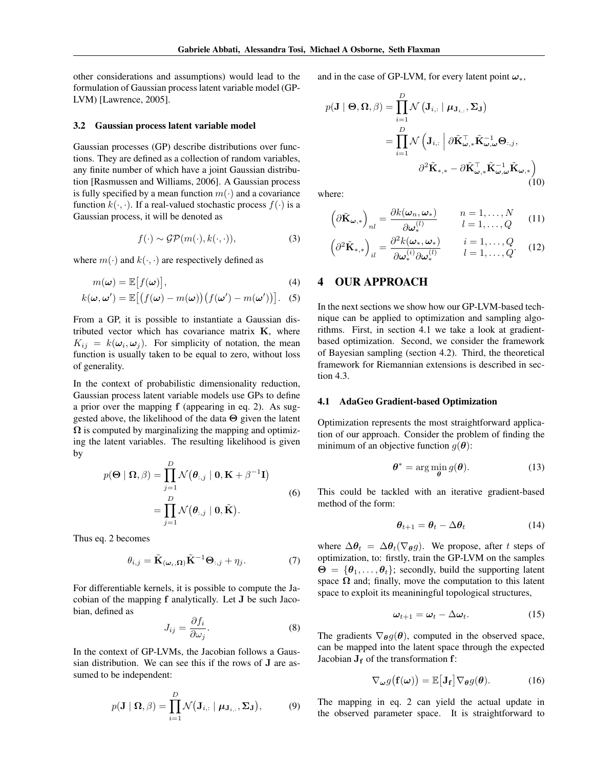other considerations and assumptions) would lead to the formulation of Gaussian process latent variable model (GP-LVM) [Lawrence, 2005].

### 3.2 Gaussian process latent variable model

Gaussian processes (GP) describe distributions over functions. They are defined as a collection of random variables, any finite number of which have a joint Gaussian distribution [Rasmussen and Williams, 2006]. A Gaussian process is fully specified by a mean function $m(\cdot)$ and a covariance function $k(\cdot, \cdot)$. If a real-valued stochastic process $f(\cdot)$ is a Gaussian process, it will be denoted as

$$f(\cdot) \sim \mathcal{GP}(m(\cdot), k(\cdot, \cdot)), \tag{3}$$

where $m(\cdot)$ and $k(\cdot, \cdot)$ are respectively defined as

$$m(\boldsymbol{\omega}) = \mathbb{E}\big[f(\boldsymbol{\omega})\big], \tag{4}$$

$$k(\boldsymbol{\omega}, \boldsymbol{\omega}') = \mathbb{E}\big[\big(f(\boldsymbol{\omega}) - m(\boldsymbol{\omega})\big)\big(f(\boldsymbol{\omega}') - m(\boldsymbol{\omega}')\big)\big]. \tag{5}$$

From a GP, it is possible to instantiate a Gaussian distributed vector which has covariance matrix $\mathbf{K}$, where $K_{ij} = k(\boldsymbol{\omega}_i, \boldsymbol{\omega}_j)$. For simplicity of notation, the mean function is usually taken to be equal to zero, without loss of generality.

In the context of probabilistic dimensionality reduction, Gaussian process latent variable models use GPs to define a prior over the mapping $\mathbf{f}$ (appearing in eq. 2). As suggested above, the likelihood of the data $\boldsymbol{\Theta}$ given the latent $\boldsymbol{\Omega}$ is computed by marginalizing the mapping and optimizing the latent variables. The resulting likelihood is given by

$$\begin{aligned} p(\boldsymbol{\Theta} \mid \boldsymbol{\Omega}, \beta) &= \prod_{j=1}^{D} \mathcal{N}\big(\boldsymbol{\theta}_{:,j} \mid \mathbf{0}, \mathbf{K} + \beta^{-1}\mathbf{I}\big) \\ &= \prod_{j=1}^{D} \mathcal{N}\big(\boldsymbol{\theta}_{:,j} \mid \mathbf{0}, \tilde{\mathbf{K}}\big). \end{aligned} \tag{6}$$

Thus eq. 2 becomes

$$\theta_{i,j} = \tilde{\mathbf{K}}_{(\boldsymbol{\omega}_i, \boldsymbol{\Omega})} \tilde{\mathbf{K}}^{-1} \boldsymbol{\Theta}_{:,j} + \eta_j. \tag{7}$$

For differentiable kernels, it is possible to compute the Jacobian of the mapping $\mathbf{f}$ analytically. Let $\mathbf{J}$ be such Jacobian, defined as

$$J_{ij} = \frac{\partial f_i}{\partial \omega_j}. \tag{8}$$

In the context of GP-LVMs, the Jacobian follows a Gaussian distribution. We can see this if the rows of $\mathbf{J}$ are assumed to be independent:

$$p(\mathbf{J} \mid \boldsymbol{\Omega}, \beta) = \prod_{i=1}^{D} \mathcal{N}\big(\mathbf{J}_{i,:} \mid \boldsymbol{\mu}_{\mathbf{J}_{i,:}}, \boldsymbol{\Sigma}_{\mathbf{J}}\big), \tag{9}$$

and in the case of GP-LVM, for every latent point $\boldsymbol{\omega}_*$,

$$\begin{aligned} p(\mathbf{J} \mid \boldsymbol{\Theta}, \boldsymbol{\Omega}, \beta) &= \prod_{i=1}^{D} \mathcal{N}\left(\mathbf{J}_{i,:} \mid \boldsymbol{\mu}_{\mathbf{J}_{i,:}}, \boldsymbol{\Sigma}_{\mathbf{J}}\right) \\ &= \prod_{i=1}^{D} \mathcal{N}\Big(\mathbf{J}_{i,:} \,\Big|\, \partial\tilde{\mathbf{K}}_{\boldsymbol{\omega},*}^{\top} \tilde{\mathbf{K}}_{\boldsymbol{\omega},\boldsymbol{\omega}}^{-1} \boldsymbol{\Theta}_{:,j}, \\ &\qquad \partial^2\tilde{\mathbf{K}}_{*,*} - \partial\tilde{\mathbf{K}}_{\boldsymbol{\omega},*}^{\top} \tilde{\mathbf{K}}_{\boldsymbol{\omega},\boldsymbol{\omega}}^{-1} \tilde{\mathbf{K}}_{\boldsymbol{\omega},*}\Big) \end{aligned} \tag{10}$$

where:

$$\left(\partial\tilde{\mathbf{K}}_{\boldsymbol{\omega},*}\right)_{nl} = \frac{\partial k(\boldsymbol{\omega}_n, \boldsymbol{\omega}_*)}{\partial \boldsymbol{\omega}_*^{(l)}} \qquad \begin{array}{l} n = 1, \ldots, N \\ l = 1, \ldots, Q \end{array} \tag{11}$$

$$\left(\partial^2\tilde{\mathbf{K}}_{*,*}\right)_{il} = \frac{\partial^2 k(\boldsymbol{\omega}_*, \boldsymbol{\omega}_*)}{\partial \boldsymbol{\omega}_*^{(i)} \partial \boldsymbol{\omega}_*^{(l)}} \qquad \begin{array}{l} i = 1, \ldots, Q \\ l = 1, \ldots, Q. \end{array} \tag{12}$$

## 4 OUR APPROACH

In the next sections we show how our GP-LVM-based technique can be applied to optimization and sampling algorithms. First, in section 4.1 we take a look at gradient-based optimization. Second, we consider the framework of Bayesian sampling (section 4.2). Third, the theoretical framework for Riemannian extensions is described in section 4.3.

### 4.1 AdaGeo Gradient-based Optimization

Optimization represents the most straightforward application of our approach. Consider the problem of finding the minimum of an objective function $g(\boldsymbol{\theta})$:

$$\boldsymbol{\theta}^* = \arg\min_{\boldsymbol{\theta}} g(\boldsymbol{\theta}). \tag{13}$$

This could be tackled with an iterative gradient-based method of the form:

$$\boldsymbol{\theta}_{t+1} = \boldsymbol{\theta}_t - \Delta\boldsymbol{\theta}_t \tag{14}$$

where $\Delta\boldsymbol{\theta}_t = \Delta\boldsymbol{\theta}_t(\nabla_{\boldsymbol{\theta}} g)$. We propose, after $t$ steps of optimization, to: firstly, train the GP-LVM on the samples $\boldsymbol{\Theta} = \{\boldsymbol{\theta}_1, \ldots, \boldsymbol{\theta}_t\}$; secondly, build the supporting latent space $\boldsymbol{\Omega}$ and; finally, move the computation to this latent space to exploit its meaninningful topological structures,

$$\boldsymbol{\omega}_{t+1} = \boldsymbol{\omega}_t - \Delta\boldsymbol{\omega}_t. \tag{15}$$

The gradients $\nabla_{\boldsymbol{\theta}} g(\boldsymbol{\theta})$, computed in the observed space, can be mapped into the latent space through the expected Jacobian $\mathbf{J}_{\mathbf{f}}$ of the transformation $\mathbf{f}$:

$$\nabla_{\boldsymbol{\omega}} g\big(\mathbf{f}(\boldsymbol{\omega})\big) = \mathbb{E}\big[\mathbf{J}_{\mathbf{f}}\big] \nabla_{\boldsymbol{\theta}} g(\boldsymbol{\theta}). \tag{16}$$

The mapping in eq. 2 can yield the actual update in the observed parameter space. It is straightforward to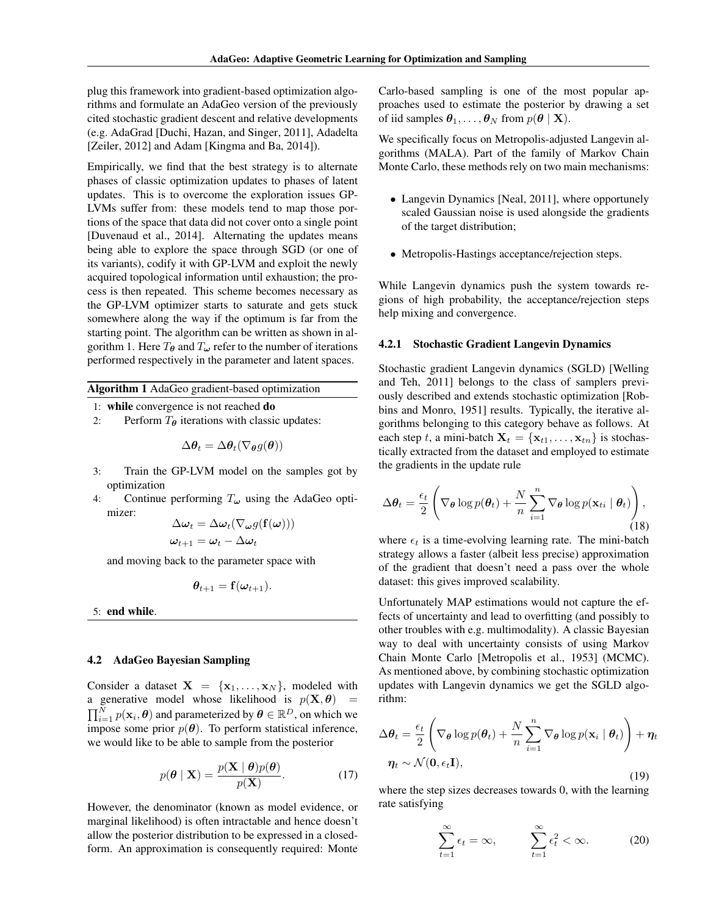plug this framework into gradient-based optimization algorithms and formulate an AdaGeo version of the previously cited stochastic gradient descent and relative developments (e.g. AdaGrad [Duchi, Hazan, and Singer, 2011], Adadelta [Zeiler, 2012] and Adam [Kingma and Ba, 2014]).

Empirically, we find that the best strategy is to alternate phases of classic optimization updates to phases of latent updates. This is to overcome the exploration issues GP-LVMs suffer from: these models tend to map those portions of the space that data did not cover onto a single point [Duvenaud et al., 2014]. Alternating the updates means being able to explore the space through SGD (or one of its variants), codify it with GP-LVM and exploit the newly acquired topological information until exhaustion; the process is then repeated. This scheme becomes necessary as the GP-LVM optimizer starts to saturate and gets stuck somewhere along the way if the optimum is far from the starting point. The algorithm can be written as shown in algorithm 1. Here $T_{\boldsymbol{\theta}}$ and $T_{\boldsymbol{\omega}}$ refer to the number of iterations performed respectively in the parameter and latent spaces.

**Algorithm 1** AdaGeo gradient-based optimization

1: **while** convergence is not reached **do**

2: Perform $T_{\boldsymbol{\theta}}$ iterations with classic updates:

$$\Delta\boldsymbol{\theta}_t = \Delta\boldsymbol{\theta}_t(\nabla_{\boldsymbol{\theta}} g(\boldsymbol{\theta}))$$

3: Train the GP-LVM model on the samples got by optimization

4: Continue performing $T_{\boldsymbol{\omega}}$ using the AdaGeo optimizer:

$$\Delta\boldsymbol{\omega}_t = \Delta\boldsymbol{\omega}_t(\nabla_{\boldsymbol{\omega}} g(\mathbf{f}(\boldsymbol{\omega})))$$
$$\boldsymbol{\omega}_{t+1} = \boldsymbol{\omega}_t - \Delta\boldsymbol{\omega}_t$$

and moving back to the parameter space with

$$\boldsymbol{\theta}_{t+1} = \mathbf{f}(\boldsymbol{\omega}_{t+1}).$$

5: **end while**.

### 4.2 AdaGeo Bayesian Sampling

Consider a dataset $\mathbf{X} = \{\mathbf{x}_1, \ldots, \mathbf{x}_N\}$, modeled with a generative model whose likelihood is $p(\mathbf{X}, \boldsymbol{\theta}) = \prod_{i=1}^{N} p(\mathbf{x}_i, \boldsymbol{\theta})$ and parameterized by $\boldsymbol{\theta} \in \mathbb{R}^D$, on which we impose some prior $p(\boldsymbol{\theta})$. To perform statistical inference, we would like to be able to sample from the posterior

$$p(\boldsymbol{\theta} \mid \mathbf{X}) = \frac{p(\mathbf{X} \mid \boldsymbol{\theta})p(\boldsymbol{\theta})}{p(\mathbf{X})}. \tag{17}$$

However, the denominator (known as model evidence, or marginal likelihood) is often intractable and hence doesn't allow the posterior distribution to be expressed in a closed-form. An approximation is consequently required: Monte Carlo-based sampling is one of the most popular approaches used to estimate the posterior by drawing a set of iid samples $\boldsymbol{\theta}_1, \ldots, \boldsymbol{\theta}_N$ from $p(\boldsymbol{\theta} \mid \mathbf{X})$.

We specifically focus on Metropolis-adjusted Langevin algorithms (MALA). Part of the family of Markov Chain Monte Carlo, these methods rely on two main mechanisms:

- Langevin Dynamics [Neal, 2011], where opportunely scaled Gaussian noise is used alongside the gradients of the target distribution;
- Metropolis-Hastings acceptance/rejection steps.

While Langevin dynamics push the system towards regions of high probability, the acceptance/rejection steps help mixing and convergence.

#### 4.2.1 Stochastic Gradient Langevin Dynamics

Stochastic gradient Langevin dynamics (SGLD) [Welling and Teh, 2011] belongs to the class of samplers previously described and extends stochastic optimization [Robbins and Monro, 1951] results. Typically, the iterative algorithms belonging to this category behave as follows. At each step $t$, a mini-batch $\mathbf{X}_t = \{\mathbf{x}_{t1}, \ldots, \mathbf{x}_{tn}\}$ is stochastically extracted from the dataset and employed to estimate the gradients in the update rule

$$\Delta\boldsymbol{\theta}_t = \frac{\epsilon_t}{2}\left(\nabla_{\boldsymbol{\theta}} \log p(\boldsymbol{\theta}_t) + \frac{N}{n}\sum_{i=1}^{n} \nabla_{\boldsymbol{\theta}} \log p(\mathbf{x}_{ti} \mid \boldsymbol{\theta}_t)\right), \tag{18}$$

where $\epsilon_t$ is a time-evolving learning rate. The mini-batch strategy allows a faster (albeit less precise) approximation of the gradient that doesn't need a pass over the whole dataset: this gives improved scalability.

Unfortunately MAP estimations would not capture the effects of uncertainty and lead to overfitting (and possibly to other troubles with e.g. multimodality). A classic Bayesian way to deal with uncertainty consists of using Markov Chain Monte Carlo [Metropolis et al., 1953] (MCMC). As mentioned above, by combining stochastic optimization updates with Langevin dynamics we get the SGLD algorithm:

$$\Delta\boldsymbol{\theta}_t = \frac{\epsilon_t}{2}\left(\nabla_{\boldsymbol{\theta}} \log p(\boldsymbol{\theta}_t) + \frac{N}{n}\sum_{i=1}^{n} \nabla_{\boldsymbol{\theta}} \log p(\mathbf{x}_i \mid \boldsymbol{\theta}_t)\right) + \boldsymbol{\eta}_t$$
$$\boldsymbol{\eta}_t \sim \mathcal{N}(\mathbf{0}, \epsilon_t \mathbf{I}), \tag{19}$$

where the step sizes decreases towards 0, with the learning rate satisfying

$$\sum_{t=1}^{\infty} \epsilon_t = \infty, \qquad \sum_{t=1}^{\infty} \epsilon_t^2 < \infty. \tag{20}$$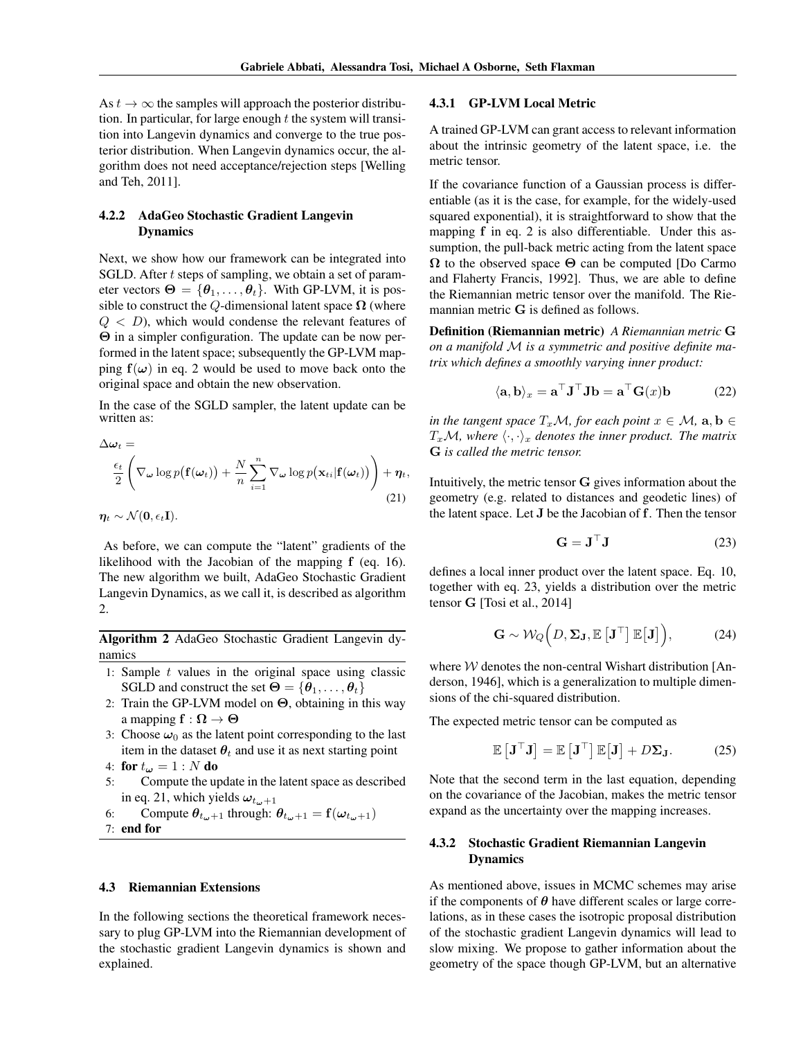As $t \to \infty$ the samples will approach the posterior distribution. In particular, for large enough $t$ the system will transition into Langevin dynamics and converge to the true posterior distribution. When Langevin dynamics occur, the algorithm does not need acceptance/rejection steps [Welling and Teh, 2011].

#### 4.2.2 AdaGeo Stochastic Gradient Langevin Dynamics

Next, we show how our framework can be integrated into SGLD. After $t$ steps of sampling, we obtain a set of parameter vectors $\boldsymbol{\Theta} = \{\boldsymbol{\theta}_1, \dots, \boldsymbol{\theta}_t\}$. With GP-LVM, it is possible to construct the $Q$-dimensional latent space $\boldsymbol{\Omega}$ (where $Q < D$), which would condense the relevant features of $\boldsymbol{\Theta}$ in a simpler configuration. The update can be now performed in the latent space; subsequently the GP-LVM mapping $\mathbf{f}(\boldsymbol{\omega})$ in eq. 2 would be used to move back onto the original space and obtain the new observation.

In the case of the SGLD sampler, the latent update can be written as:

$$\Delta\boldsymbol{\omega}_t = \frac{\epsilon_t}{2}\left(\nabla_{\boldsymbol{\omega}} \log p\big(\mathbf{f}(\boldsymbol{\omega}_t)\big) + \frac{N}{n}\sum_{i=1}^{n} \nabla_{\boldsymbol{\omega}} \log p\big(\mathbf{x}_{ti}|\mathbf{f}(\boldsymbol{\omega}_t)\big)\right) + \boldsymbol{\eta}_t, \tag{21}$$

$\boldsymbol{\eta}_t \sim \mathcal{N}(\mathbf{0}, \epsilon_t \mathbf{I})$.

As before, we can compute the "latent" gradients of the likelihood with the Jacobian of the mapping $\mathbf{f}$ (eq. 16). The new algorithm we built, AdaGeo Stochastic Gradient Langevin Dynamics, as we call it, is described as algorithm 2.

**Algorithm 2** AdaGeo Stochastic Gradient Langevin dynamics

1: Sample $t$ values in the original space using classic SGLD and construct the set $\boldsymbol{\Theta} = \{\boldsymbol{\theta}_1, \dots, \boldsymbol{\theta}_t\}$
2: Train the GP-LVM model on $\boldsymbol{\Theta}$, obtaining in this way a mapping $\mathbf{f} : \boldsymbol{\Omega} \to \boldsymbol{\Theta}$
3: Choose $\boldsymbol{\omega}_0$ as the latent point corresponding to the last item in the dataset $\boldsymbol{\theta}_t$ and use it as next starting point
4: **for** $t_\omega = 1 : N$ **do**
5: Compute the update in the latent space as described in eq. 21, which yields $\boldsymbol{\omega}_{t_\omega+1}$
6: Compute $\boldsymbol{\theta}_{t_\omega+1}$ through: $\boldsymbol{\theta}_{t_\omega+1} = \mathbf{f}(\boldsymbol{\omega}_{t_\omega+1})$
7: **end for**

### 4.3 Riemannian Extensions

In the following sections the theoretical framework necessary to plug GP-LVM into the Riemannian development of the stochastic gradient Langevin dynamics is shown and explained.

#### 4.3.1 GP-LVM Local Metric

A trained GP-LVM can grant access to relevant information about the intrinsic geometry of the latent space, i.e. the metric tensor.

If the covariance function of a Gaussian process is differentiable (as it is the case, for example, for the widely-used squared exponential), it is straightforward to show that the mapping $\mathbf{f}$ in eq. 2 is also differentiable. Under this assumption, the pull-back metric acting from the latent space $\boldsymbol{\Omega}$ to the observed space $\boldsymbol{\Theta}$ can be computed [Do Carmo and Flaherty Francis, 1992]. Thus, we are able to define the Riemannian metric tensor over the manifold. The Riemannian metric $\mathbf{G}$ is defined as follows.

**Definition (Riemannian metric)** *A Riemannian metric $\mathbf{G}$ on a manifold $\mathcal{M}$ is a symmetric and positive definite matrix which defines a smoothly varying inner product:*

$$\langle \mathbf{a}, \mathbf{b} \rangle_x = \mathbf{a}^\top \mathbf{J}^\top \mathbf{J} \mathbf{b} = \mathbf{a}^\top \mathbf{G}(x) \mathbf{b} \tag{22}$$

*in the tangent space $T_x\mathcal{M}$, for each point $x \in \mathcal{M}$, $\mathbf{a}, \mathbf{b} \in T_x\mathcal{M}$, where $\langle \cdot, \cdot \rangle_x$ denotes the inner product. The matrix $\mathbf{G}$ is called the metric tensor.*

Intuitively, the metric tensor $\mathbf{G}$ gives information about the geometry (e.g. related to distances and geodetic lines) of the latent space. Let $\mathbf{J}$ be the Jacobian of $\mathbf{f}$. Then the tensor

$$\mathbf{G} = \mathbf{J}^\top \mathbf{J} \tag{23}$$

defines a local inner product over the latent space. Eq. 10, together with eq. 23, yields a distribution over the metric tensor $\mathbf{G}$ [Tosi et al., 2014]

$$\mathbf{G} \sim \mathcal{W}_Q\Big(D, \boldsymbol{\Sigma}_\mathbf{J}, \mathbb{E}\left[\mathbf{J}^\top\right] \mathbb{E}\big[\mathbf{J}\big]\Big), \tag{24}$$

where $\mathcal{W}$ denotes the non-central Wishart distribution [Anderson, 1946], which is a generalization to multiple dimensions of the chi-squared distribution.

The expected metric tensor can be computed as

$$\mathbb{E}\left[\mathbf{J}^\top \mathbf{J}\right] = \mathbb{E}\left[\mathbf{J}^\top\right] \mathbb{E}\big[\mathbf{J}\big] + D\boldsymbol{\Sigma}_\mathbf{J}. \tag{25}$$

Note that the second term in the last equation, depending on the covariance of the Jacobian, makes the metric tensor expand as the uncertainty over the mapping increases.

#### 4.3.2 Stochastic Gradient Riemannian Langevin Dynamics

As mentioned above, issues in MCMC schemes may arise if the components of $\boldsymbol{\theta}$ have different scales or large correlations, as in these cases the isotropic proposal distribution of the stochastic gradient Langevin dynamics will lead to slow mixing. We propose to gather information about the geometry of the space though GP-LVM, but an alternative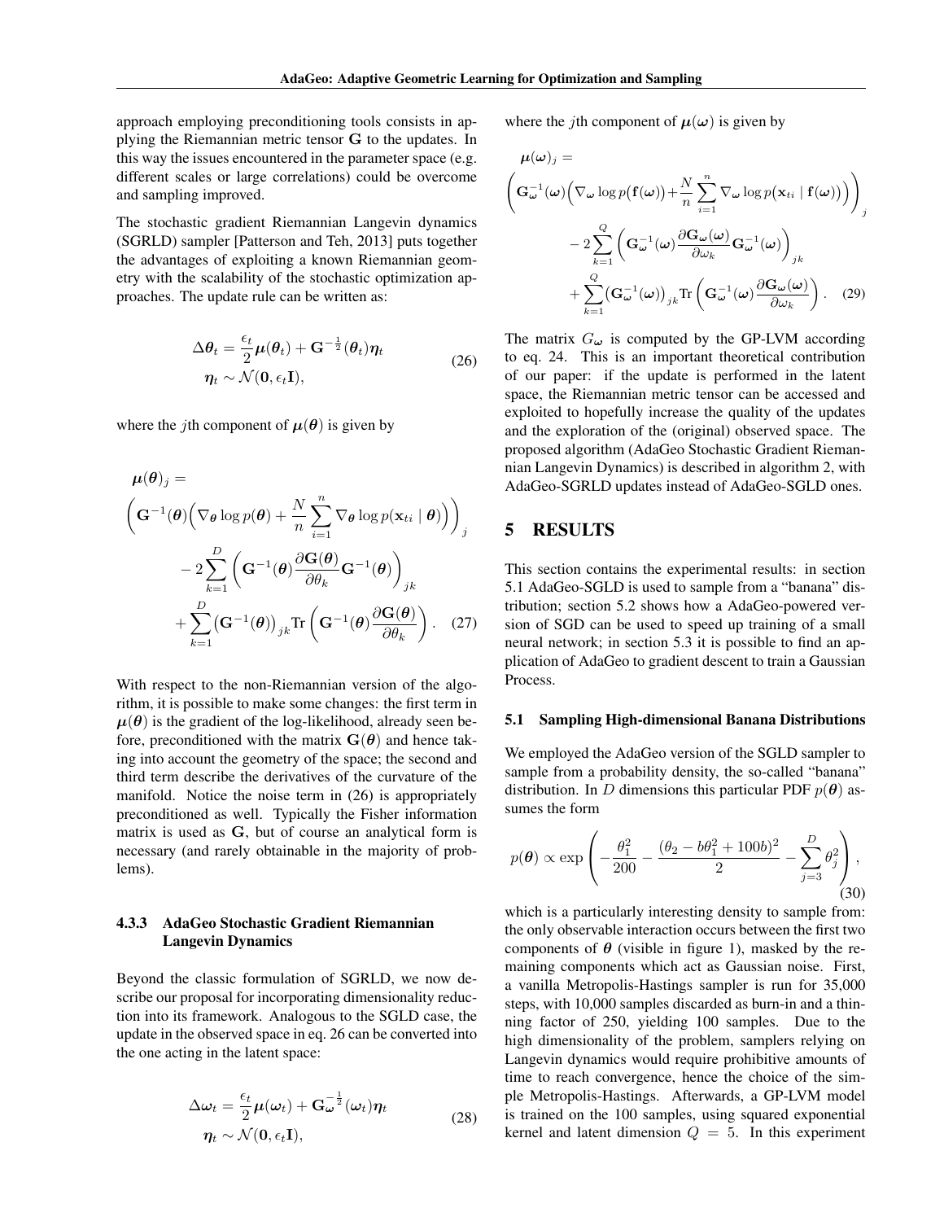approach employing preconditioning tools consists in applying the Riemannian metric tensor $\mathbf{G}$ to the updates. In this way the issues encountered in the parameter space (e.g. different scales or large correlations) could be overcome and sampling improved.

The stochastic gradient Riemannian Langevin dynamics (SGRLD) sampler [Patterson and Teh, 2013] puts together the advantages of exploiting a known Riemannian geometry with the scalability of the stochastic optimization approaches. The update rule can be written as:

$$
\begin{aligned}
\Delta\boldsymbol{\theta}_t &= \frac{\epsilon_t}{2}\boldsymbol{\mu}(\boldsymbol{\theta}_t) + \mathbf{G}^{-\frac{1}{2}}(\boldsymbol{\theta}_t)\boldsymbol{\eta}_t \\
\boldsymbol{\eta}_t &\sim \mathcal{N}(\mathbf{0}, \epsilon_t \mathbf{I}),
\end{aligned}
\tag{26}
$$

where the $j$th component of $\boldsymbol{\mu}(\boldsymbol{\theta})$ is given by

$$
\begin{aligned}
\boldsymbol{\mu}(\boldsymbol{\theta})_j = &\\
&\left(\mathbf{G}^{-1}(\boldsymbol{\theta})\Big(\nabla_{\boldsymbol{\theta}} \log p(\boldsymbol{\theta}) + \frac{N}{n}\sum_{i=1}^{n} \nabla_{\boldsymbol{\theta}} \log p(\mathbf{x}_{ti} \mid \boldsymbol{\theta})\Big)\right)_j \\
&- 2\sum_{k=1}^{D}\left(\mathbf{G}^{-1}(\boldsymbol{\theta})\frac{\partial \mathbf{G}(\boldsymbol{\theta})}{\partial \theta_k}\mathbf{G}^{-1}(\boldsymbol{\theta})\right)_{jk} \\
&+ \sum_{k=1}^{D}\big(\mathbf{G}^{-1}(\boldsymbol{\theta})\big)_{jk}\mathrm{Tr}\left(\mathbf{G}^{-1}(\boldsymbol{\theta})\frac{\partial \mathbf{G}(\boldsymbol{\theta})}{\partial \theta_k}\right).
\end{aligned}
\tag{27}
$$

With respect to the non-Riemannian version of the algorithm, it is possible to make some changes: the first term in $\boldsymbol{\mu}(\boldsymbol{\theta})$ is the gradient of the log-likelihood, already seen before, preconditioned with the matrix $\mathbf{G}(\boldsymbol{\theta})$ and hence taking into account the geometry of the space; the second and third term describe the derivatives of the curvature of the manifold. Notice the noise term in (26) is appropriately preconditioned as well. Typically the Fisher information matrix is used as $\mathbf{G}$, but of course an analytical form is necessary (and rarely obtainable in the majority of problems).

### 4.3.3 AdaGeo Stochastic Gradient Riemannian Langevin Dynamics

Beyond the classic formulation of SGRLD, we now describe our proposal for incorporating dimensionality reduction into its framework. Analogous to the SGLD case, the update in the observed space in eq. 26 can be converted into the one acting in the latent space:

$$
\begin{aligned}
\Delta\boldsymbol{\omega}_t &= \frac{\epsilon_t}{2}\boldsymbol{\mu}(\boldsymbol{\omega}_t) + \mathbf{G}_{\boldsymbol{\omega}}^{-\frac{1}{2}}(\boldsymbol{\omega}_t)\boldsymbol{\eta}_t \\
\boldsymbol{\eta}_t &\sim \mathcal{N}(\mathbf{0}, \epsilon_t \mathbf{I}),
\end{aligned}
\tag{28}
$$

where the $j$th component of $\boldsymbol{\mu}(\boldsymbol{\omega})$ is given by

$$
\begin{aligned}
\boldsymbol{\mu}(\boldsymbol{\omega})_j = &\\
&\left(\mathbf{G}_{\boldsymbol{\omega}}^{-1}(\boldsymbol{\omega})\Big(\nabla_{\boldsymbol{\omega}} \log p\big(\mathbf{f}(\boldsymbol{\omega})\big) + \frac{N}{n}\sum_{i=1}^{n} \nabla_{\boldsymbol{\omega}} \log p\big(\mathbf{x}_{ti} \mid \mathbf{f}(\boldsymbol{\omega})\big)\Big)\right)_j \\
&- 2\sum_{k=1}^{Q}\left(\mathbf{G}_{\boldsymbol{\omega}}^{-1}(\boldsymbol{\omega})\frac{\partial \mathbf{G}_{\boldsymbol{\omega}}(\boldsymbol{\omega})}{\partial \omega_k}\mathbf{G}_{\boldsymbol{\omega}}^{-1}(\boldsymbol{\omega})\right)_{jk} \\
&+ \sum_{k=1}^{Q}\big(\mathbf{G}_{\boldsymbol{\omega}}^{-1}(\boldsymbol{\omega})\big)_{jk}\mathrm{Tr}\left(\mathbf{G}_{\boldsymbol{\omega}}^{-1}(\boldsymbol{\omega})\frac{\partial \mathbf{G}_{\boldsymbol{\omega}}(\boldsymbol{\omega})}{\partial \omega_k}\right).
\end{aligned}
\tag{29}
$$

The matrix $G_{\boldsymbol{\omega}}$ is computed by the GP-LVM according to eq. 24. This is an important theoretical contribution of our paper: if the update is performed in the latent space, the Riemannian metric tensor can be accessed and exploited to hopefully increase the quality of the updates and the exploration of the (original) observed space. The proposed algorithm (AdaGeo Stochastic Gradient Riemannian Langevin Dynamics) is described in algorithm 2, with AdaGeo-SGRLD updates instead of AdaGeo-SGLD ones.

# 5 RESULTS

This section contains the experimental results: in section 5.1 AdaGeo-SGLD is used to sample from a "banana" distribution; section 5.2 shows how a AdaGeo-powered version of SGD can be used to speed up training of a small neural network; in section 5.3 it is possible to find an application of AdaGeo to gradient descent to train a Gaussian Process.

## 5.1 Sampling High-dimensional Banana Distributions

We employed the AdaGeo version of the SGLD sampler to sample from a probability density, the so-called "banana" distribution. In $D$ dimensions this particular PDF $p(\boldsymbol{\theta})$ assumes the form

$$
p(\boldsymbol{\theta}) \propto \exp\left(-\frac{\theta_1^2}{200} - \frac{(\theta_2 - b\theta_1^2 + 100b)^2}{2} - \sum_{j=3}^{D}\theta_j^2\right),
\tag{30}
$$

which is a particularly interesting density to sample from: the only observable interaction occurs between the first two components of $\boldsymbol{\theta}$ (visible in figure 1), masked by the remaining components which act as Gaussian noise. First, a vanilla Metropolis-Hastings sampler is run for 35,000 steps, with 10,000 samples discarded as burn-in and a thinning factor of 250, yielding 100 samples. Due to the high dimensionality of the problem, samplers relying on Langevin dynamics would require prohibitive amounts of time to reach convergence, hence the choice of the simple Metropolis-Hastings. Afterwards, a GP-LVM model is trained on the 100 samples, using squared exponential kernel and latent dimension $Q = 5$. In this experiment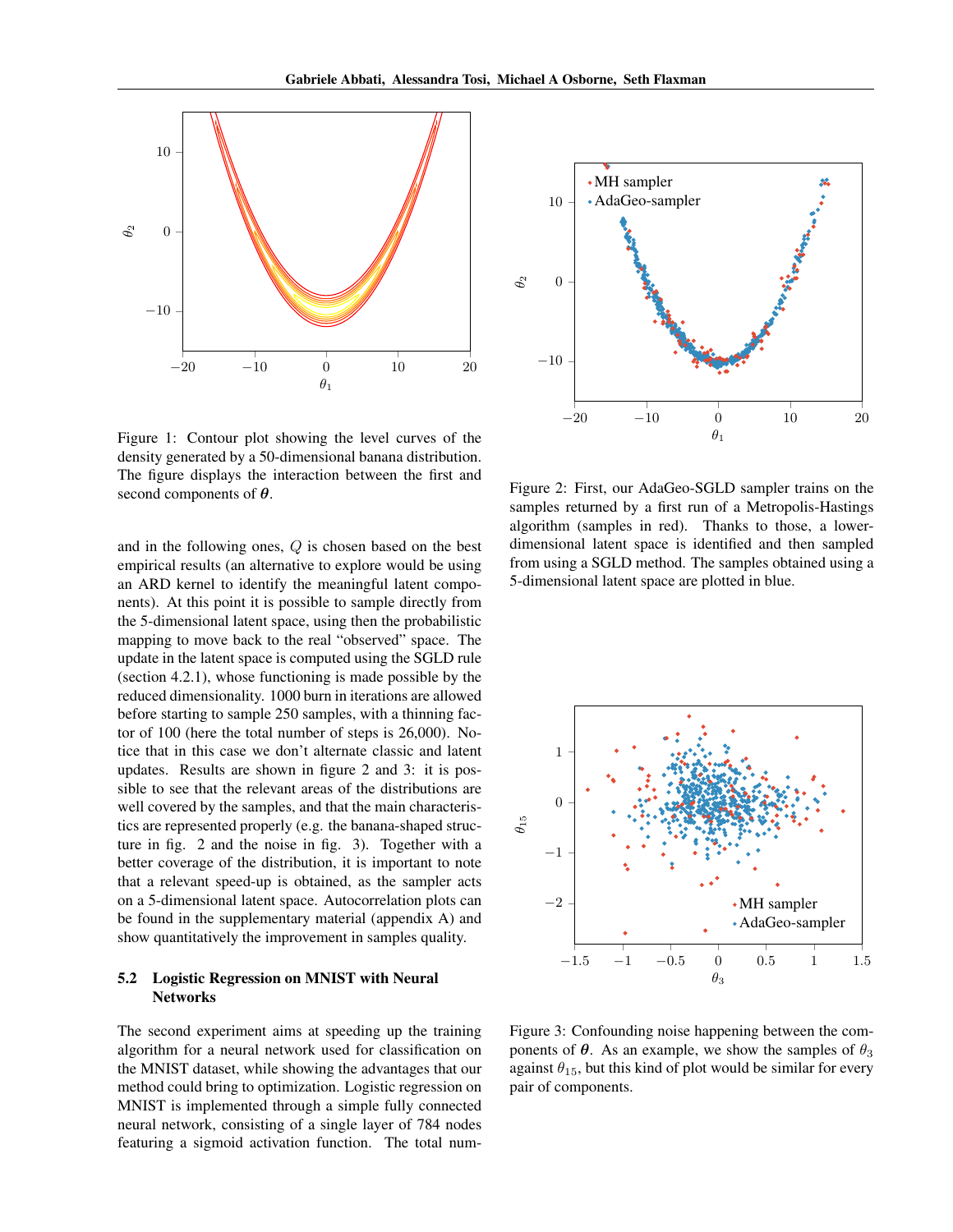Figure 1: Contour plot showing the level curves of the density generated by a 50-dimensional banana distribution. The figure displays the interaction between the first and second components of $\boldsymbol{\theta}$.

Figure 2: First, our AdaGeo-SGLD sampler trains on the samples returned by a first run of a Metropolis-Hastings algorithm (samples in red). Thanks to those, a lower-dimensional latent space is identified and then sampled from using a SGLD method. The samples obtained using a 5-dimensional latent space are plotted in blue.

Figure 3: Confounding noise happening between the components of $\boldsymbol{\theta}$. As an example, we show the samples of $\theta_3$ against $\theta_{15}$, but this kind of plot would be similar for every pair of components.

and in the following ones, $Q$ is chosen based on the best empirical results (an alternative to explore would be using an ARD kernel to identify the meaningful latent components). At this point it is possible to sample directly from the 5-dimensional latent space, using then the probabilistic mapping to move back to the real "observed" space. The update in the latent space is computed using the SGLD rule (section 4.2.1), whose functioning is made possible by the reduced dimensionality. 1000 burn in iterations are allowed before starting to sample 250 samples, with a thinning factor of 100 (here the total number of steps is 26,000). Notice that in this case we don't alternate classic and latent updates. Results are shown in figure 2 and 3: it is possible to see that the relevant areas of the distributions are well covered by the samples, and that the main characteristics are represented properly (e.g. the banana-shaped structure in fig. 2 and the noise in fig. 3). Together with a better coverage of the distribution, it is important to note that a relevant speed-up is obtained, as the sampler acts on a 5-dimensional latent space. Autocorrelation plots can be found in the supplementary material (appendix A) and show quantitatively the improvement in samples quality.

### 5.2 Logistic Regression on MNIST with Neural Networks

The second experiment aims at speeding up the training algorithm for a neural network used for classification on the MNIST dataset, while showing the advantages that our method could bring to optimization. Logistic regression on MNIST is implemented through a simple fully connected neural network, consisting of a single layer of 784 nodes featuring a sigmoid activation function. The total num-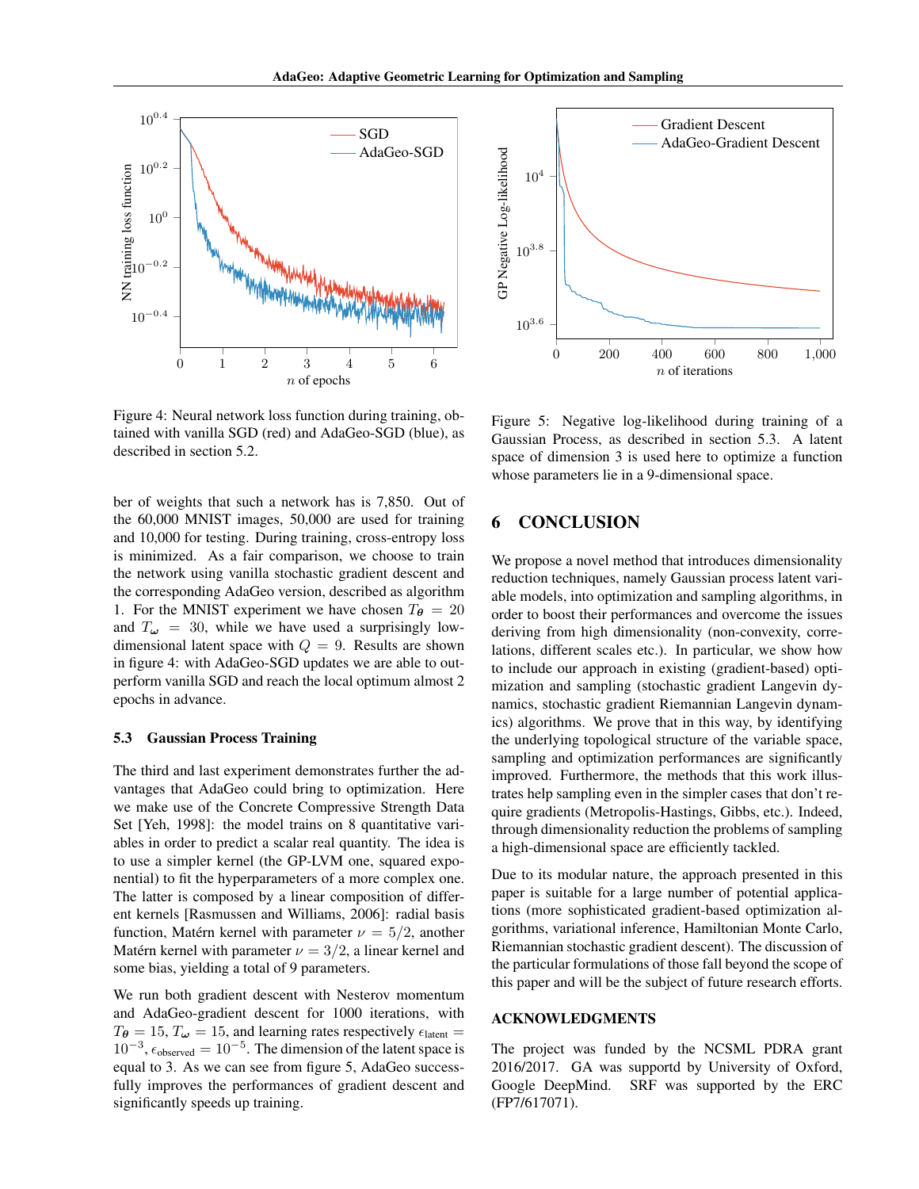Figure 4: Neural network loss function during training, obtained with vanilla SGD (red) and AdaGeo-SGD (blue), as described in section 5.2.

ber of weights that such a network has is 7,850. Out of the 60,000 MNIST images, 50,000 are used for training and 10,000 for testing. During training, cross-entropy loss is minimized. As a fair comparison, we choose to train the network using vanilla stochastic gradient descent and the corresponding AdaGeo version, described as algorithm 1. For the MNIST experiment we have chosen $T_{\boldsymbol{\theta}} = 20$ and $T_{\boldsymbol{\omega}} = 30$, while we have used a surprisingly low-dimensional latent space with $Q = 9$. Results are shown in figure 4: with AdaGeo-SGD updates we are able to outperform vanilla SGD and reach the local optimum almost 2 epochs in advance.

### 5.3 Gaussian Process Training

The third and last experiment demonstrates further the advantages that AdaGeo could bring to optimization. Here we make use of the Concrete Compressive Strength Data Set [Yeh, 1998]: the model trains on 8 quantitative variables in order to predict a scalar real quantity. The idea is to use a simpler kernel (the GP-LVM one, squared exponential) to fit the hyperparameters of a more complex one. The latter is composed by a linear composition of different kernels [Rasmussen and Williams, 2006]: radial basis function, Matérn kernel with parameter $\nu = 5/2$, another Matérn kernel with parameter $\nu = 3/2$, a linear kernel and some bias, yielding a total of 9 parameters.

We run both gradient descent with Nesterov momentum and AdaGeo-gradient descent for 1000 iterations, with $T_{\boldsymbol{\theta}} = 15$, $T_{\boldsymbol{\omega}} = 15$, and learning rates respectively $\epsilon_{\text{latent}} = 10^{-3}$, $\epsilon_{\text{observed}} = 10^{-5}$. The dimension of the latent space is equal to 3. As we can see from figure 5, AdaGeo successfully improves the performances of gradient descent and significantly speeds up training.

Figure 5: Negative log-likelihood during training of a Gaussian Process, as described in section 5.3. A latent space of dimension 3 is used here to optimize a function whose parameters lie in a 9-dimensional space.

## 6 CONCLUSION

We propose a novel method that introduces dimensionality reduction techniques, namely Gaussian process latent variable models, into optimization and sampling algorithms, in order to boost their performances and overcome the issues deriving from high dimensionality (non-convexity, correlations, different scales etc.). In particular, we show how to include our approach in existing (gradient-based) optimization and sampling (stochastic gradient Langevin dynamics, stochastic gradient Riemannian Langevin dynamics) algorithms. We prove that in this way, by identifying the underlying topological structure of the variable space, sampling and optimization performances are significantly improved. Furthermore, the methods that this work illustrates help sampling even in the simpler cases that don't require gradients (Metropolis-Hastings, Gibbs, etc.). Indeed, through dimensionality reduction the problems of sampling a high-dimensional space are efficiently tackled.

Due to its modular nature, the approach presented in this paper is suitable for a large number of potential applications (more sophisticated gradient-based optimization algorithms, variational inference, Hamiltonian Monte Carlo, Riemannian stochastic gradient descent). The discussion of the particular formulations of those fall beyond the scope of this paper and will be the subject of future research efforts.

## ACKNOWLEDGMENTS

The project was funded by the NCSML PDRA grant 2016/2017. GA was supportd by University of Oxford, Google DeepMind. SRF was supported by the ERC (FP7/617071).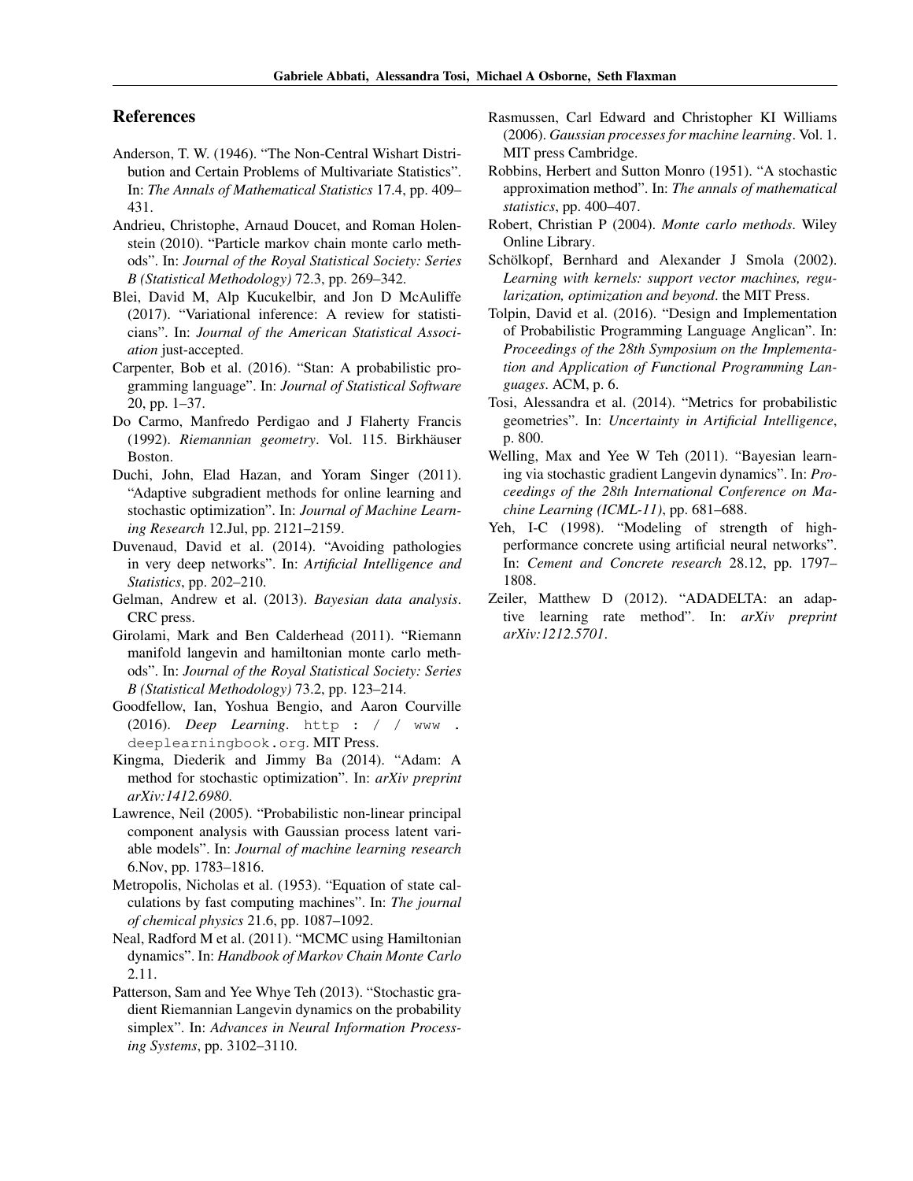## References

Anderson, T. W. (1946). "The Non-Central Wishart Distribution and Certain Problems of Multivariate Statistics". In: *The Annals of Mathematical Statistics* 17.4, pp. 409–431.

Andrieu, Christophe, Arnaud Doucet, and Roman Holenstein (2010). "Particle markov chain monte carlo methods". In: *Journal of the Royal Statistical Society: Series B (Statistical Methodology)* 72.3, pp. 269–342.

Blei, David M, Alp Kucukelbir, and Jon D McAuliffe (2017). "Variational inference: A review for statisticians". In: *Journal of the American Statistical Association* just-accepted.

Carpenter, Bob et al. (2016). "Stan: A probabilistic programming language". In: *Journal of Statistical Software* 20, pp. 1–37.

Do Carmo, Manfredo Perdigao and J Flaherty Francis (1992). *Riemannian geometry*. Vol. 115. Birkhäuser Boston.

Duchi, John, Elad Hazan, and Yoram Singer (2011). "Adaptive subgradient methods for online learning and stochastic optimization". In: *Journal of Machine Learning Research* 12.Jul, pp. 2121–2159.

Duvenaud, David et al. (2014). "Avoiding pathologies in very deep networks". In: *Artificial Intelligence and Statistics*, pp. 202–210.

Gelman, Andrew et al. (2013). *Bayesian data analysis*. CRC press.

Girolami, Mark and Ben Calderhead (2011). "Riemann manifold langevin and hamiltonian monte carlo methods". In: *Journal of the Royal Statistical Society: Series B (Statistical Methodology)* 73.2, pp. 123–214.

Goodfellow, Ian, Yoshua Bengio, and Aaron Courville (2016). *Deep Learning*. http://www.deeplearningbook.org. MIT Press.

Kingma, Diederik and Jimmy Ba (2014). "Adam: A method for stochastic optimization". In: *arXiv preprint arXiv:1412.6980*.

Lawrence, Neil (2005). "Probabilistic non-linear principal component analysis with Gaussian process latent variable models". In: *Journal of machine learning research* 6.Nov, pp. 1783–1816.

Metropolis, Nicholas et al. (1953). "Equation of state calculations by fast computing machines". In: *The journal of chemical physics* 21.6, pp. 1087–1092.

Neal, Radford M et al. (2011). "MCMC using Hamiltonian dynamics". In: *Handbook of Markov Chain Monte Carlo* 2.11.

Patterson, Sam and Yee Whye Teh (2013). "Stochastic gradient Riemannian Langevin dynamics on the probability simplex". In: *Advances in Neural Information Processing Systems*, pp. 3102–3110.

Rasmussen, Carl Edward and Christopher KI Williams (2006). *Gaussian processes for machine learning*. Vol. 1. MIT press Cambridge.

Robbins, Herbert and Sutton Monro (1951). "A stochastic approximation method". In: *The annals of mathematical statistics*, pp. 400–407.

Robert, Christian P (2004). *Monte carlo methods*. Wiley Online Library.

Schölkopf, Bernhard and Alexander J Smola (2002). *Learning with kernels: support vector machines, regularization, optimization and beyond*. the MIT Press.

Tolpin, David et al. (2016). "Design and Implementation of Probabilistic Programming Language Anglican". In: *Proceedings of the 28th Symposium on the Implementation and Application of Functional Programming Languages*. ACM, p. 6.

Tosi, Alessandra et al. (2014). "Metrics for probabilistic geometries". In: *Uncertainty in Artificial Intelligence*, p. 800.

Welling, Max and Yee W Teh (2011). "Bayesian learning via stochastic gradient Langevin dynamics". In: *Proceedings of the 28th International Conference on Machine Learning (ICML-11)*, pp. 681–688.

Yeh, I-C (1998). "Modeling of strength of high-performance concrete using artificial neural networks". In: *Cement and Concrete research* 28.12, pp. 1797–1808.

Zeiler, Matthew D (2012). "ADADELTA: an adaptive learning rate method". In: *arXiv preprint arXiv:1212.5701*.